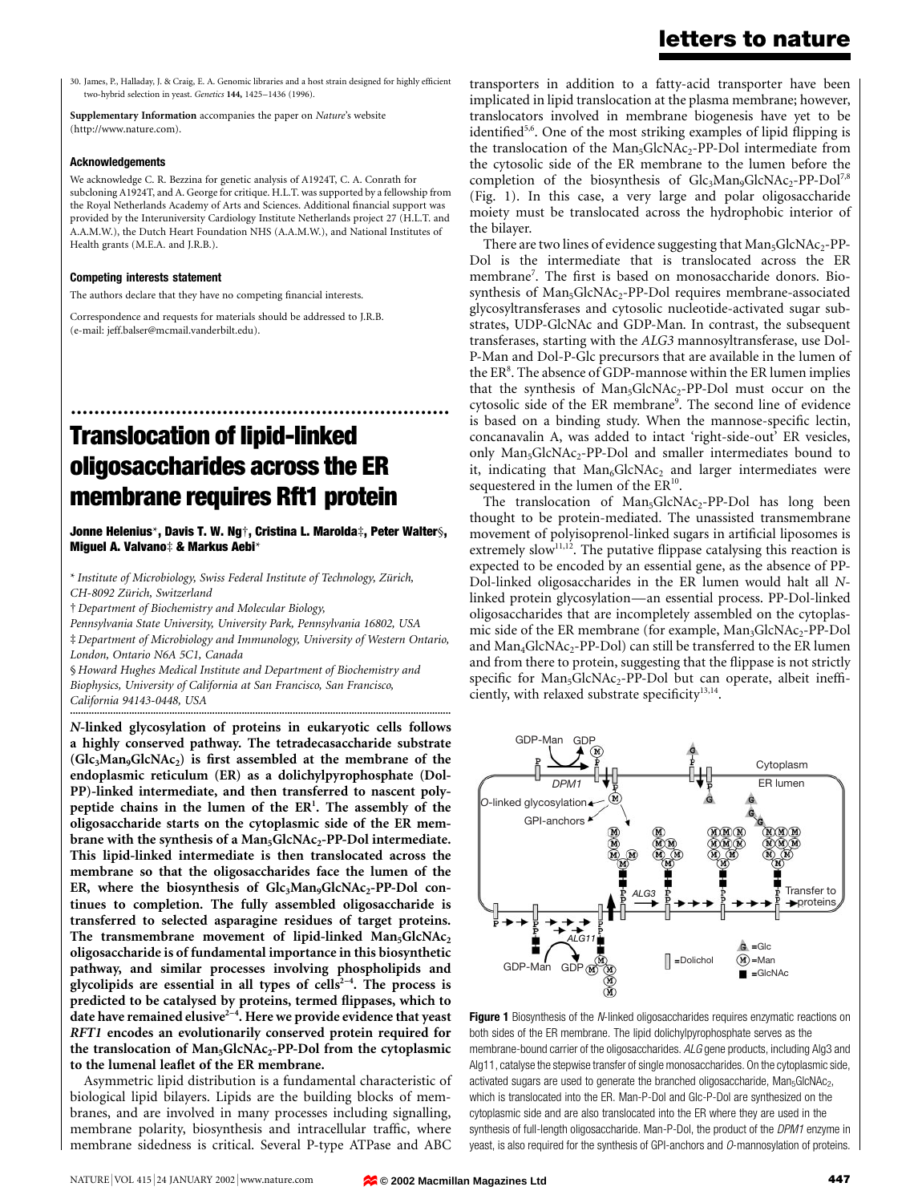30. James, P., Halladay, J. & Craig, E. A. Genomic libraries and a host strain designed for highly efficient two-hybrid selection in yeast. *Genetics* **144,** 1425–1436 (1996).

**Supplementary Information** accompanies the paper on *Nature*'s website (http://www.nature.com).

#### Acknowledgements

We acknowledge C. R. Bezzina for genetic analysis of A1924T, C. A. Conrath for subcloning A1924T, and A. George for critique. H.L.T. was supported by a fellowship from the Royal Netherlands Academy of Arts and Sciences. Additional financial support was provided by the Interuniversity Cardiology Institute Netherlands project 27 (H.L.T. and A.A.M.W.), the Dutch Heart Foundation NHS (A.A.M.W.), and National Institutes of Health grants (M.E.A. and J.R.B.).

#### Competing interests statement

The authors declare that they have no competing financial interests.

Correspondence and requests for materials should be addressed to J.R.B. (e-mail: jeff.balser@mcmail.vanderbilt.edu).

# Translocation of lipid-linked oligosaccharides across the ER membrane requires Rft1 protein

**Jonne Helenius\*, Davis T. W. Ng†, Cristina L. Marolda‡, Peter Walter§, Miguel A. Valvano‡ & Markus Aebi\***

\* *Institute of Microbiology, Swiss Federal Institute of Technology, Zürich, CH-8092 Zürich, Switzerland*

† *Department of Biochemistry and Molecular Biology, Pennsylvania State University, University Park, Pennsylvania 16802, USA*

‡ *Department of Microbiology and Immunology, University of Western Ontario, London, Ontario N6A 5C1, Canada*

§ *Howard Hughes Medical Institute and Department of Biochemistry and Biophysics, University of California at San Francisco, San Francisco, California 94143-0448, USA*

***N*-linked glycosylation of proteins in eukaryotic cells follows a highly conserved pathway. The tetradecasaccharide substrate ($Glc_3Man_9GlcNAc_2$) is first assembled at the membrane of the endoplasmic reticulum (ER) as a dolichylpyrophosphate (Dol-PP)-linked intermediate, and then transferred to nascent polypeptide chains in the lumen of the ER[1]. The assembly of the oligosaccharide starts on the cytoplasmic side of the ER membrane with the synthesis of a $Man_5GlcNAc_2$-PP-Dol intermediate. This lipid-linked intermediate is then translocated across the membrane so that the oligosaccharides face the lumen of the ER, where the biosynthesis of $Glc_3Man_9GlcNAc_2$-PP-Dol continues to completion. The fully assembled oligosaccharide is transferred to selected asparagine residues of target proteins. The transmembrane movement of lipid-linked $Man_5GlcNAc_2$ oligosaccharide is of fundamental importance in this biosynthetic pathway, and similar processes involving phospholipids and glycolipids are essential in all types of cells[2–4]. The process is predicted to be catalysed by proteins, termed flippases, which to date have remained elusive[2–4]. Here we provide evidence that yeast *RFT1* encodes an evolutionarily conserved protein required for the translocation of $Man_5GlcNAc_2$-PP-Dol from the cytoplasmic to the lumenal leaflet of the ER membrane.**

Asymmetric lipid distribution is a fundamental characteristic of biological lipid bilayers. Lipids are the building blocks of membranes, and are involved in many processes including signalling, membrane polarity, biosynthesis and intracellular traffic, where membrane sidedness is critical. Several P-type ATPase and ABC transporters in addition to a fatty-acid transporter have been implicated in lipid translocation at the plasma membrane; however, translocators involved in membrane biogenesis have yet to be identified[5,6]. One of the most striking examples of lipid flipping is the translocation of the $Man_5GlcNAc_2$-PP-Dol intermediate from the cytosolic side of the ER membrane to the lumen before the completion of the biosynthesis of $Glc_3Man_9GlcNAc_2$-PP-Dol[7,8] (Fig. 1). In this case, a very large and polar oligosaccharide moiety must be translocated across the hydrophobic interior of the bilayer.

There are two lines of evidence suggesting that $Man_5GlcNAc_2$-PP-Dol is the intermediate that is translocated across the ER membrane[7]. The first is based on monosaccharide donors. Biosynthesis of $Man_5GlcNAc_2$-PP-Dol requires membrane-associated glycosyltransferases and cytosolic nucleotide-activated sugar substrates, UDP-GlcNAc and GDP-Man. In contrast, the subsequent transferases, starting with the *ALG3* mannosyltransferase, use Dol-P-Man and Dol-P-Glc precursors that are available in the lumen of the ER[8]. The absence of GDP-mannose within the ER lumen implies that the synthesis of $Man_5GlcNAc_2$-PP-Dol must occur on the cytosolic side of the ER membrane[9]. The second line of evidence is based on a binding study. When the mannose-specific lectin, concanavalin A, was added to intact 'right-side-out' ER vesicles, only $Man_5GlcNAc_2$-PP-Dol and smaller intermediates bound to it, indicating that $Man_6GlcNAc_2$ and larger intermediates were sequestered in the lumen of the ER[10].

The translocation of $Man_5GlcNAc_2$-PP-Dol has long been thought to be protein-mediated. The unassisted transmembrane movement of polyisoprenol-linked sugars in artificial liposomes is extremely slow[11,12]. The putative flippase catalysing this reaction is expected to be encoded by an essential gene, as the absence of PP-Dol-linked oligosaccharides in the ER lumen would halt all *N*-linked protein glycosylation—an essential process. PP-Dol-linked oligosaccharides that are incompletely assembled on the cytoplasmic side of the ER membrane (for example, $Man_3GlcNAc_2$-PP-Dol and $Man_4GlcNAc_2$-PP-Dol) can still be transferred to the ER lumen and from there to protein, suggesting that the flippase is not strictly specific for $Man_5GlcNAc_2$-PP-Dol but can operate, albeit inefficiently, with relaxed substrate specificity[13,14].

**Figure 1** Biosynthesis of the *N*-linked oligosaccharides requires enzymatic reactions on both sides of the ER membrane. The lipid dolichylpyrophosphate serves as the membrane-bound carrier of the oligosaccharides. *ALG* gene products, including Alg3 and Alg11, catalyse the stepwise transfer of single monosaccharides. On the cytoplasmic side, activated sugars are used to generate the branched oligosaccharide, $Man_5GlcNAc_2$, which is translocated into the ER. Man-P-Dol and Glc-P-Dol are synthesized on the cytoplasmic side and are also translocated into the ER where they are used in the synthesis of full-length oligosaccharide. Man-P-Dol, the product of the *DPM1* enzyme in yeast, is also required for the synthesis of GPI-anchors and *O*-mannosylation of proteins.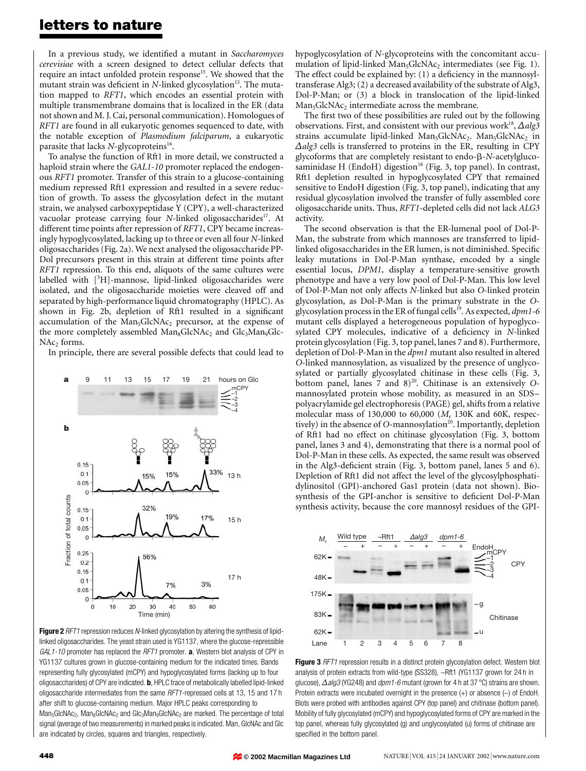In a previous study, we identified a mutant in *Saccharomyces cerevisiae* with a screen designed to detect cellular defects that require an intact unfolded protein response[15]. We showed that the mutant strain was deficient in *N*-linked glycosylation[15]. The mutation mapped to *RFT1*, which encodes an essential protein with multiple transmembrane domains that is localized in the ER (data not shown and M. J. Cai, personal communication). Homologues of *RFT1* are found in all eukaryotic genomes sequenced to date, with the notable exception of *Plasmodium falciparum*, a eukaryotic parasite that lacks *N*-glycoproteins[16].

To analyse the function of Rft1 in more detail, we constructed a haploid strain where the *GAL1-10* promoter replaced the endogenous *RFT1* promoter. Transfer of this strain to a glucose-containing medium repressed Rft1 expression and resulted in a severe reduction of growth. To assess the glycosylation defect in the mutant strain, we analysed carboxypeptidase Y (CPY), a well-characterized vacuolar protease carrying four *N*-linked oligosaccharides[17]. At different time points after repression of *RFT1*, CPY became increasingly hypoglycosylated, lacking up to three or even all four *N*-linked oligosaccharides (Fig. 2a). We next analysed the oligosaccharide PP-Dol precursors present in this strain at different time points after *RFT1* repression. To this end, aliquots of the same cultures were labelled with [$^3$H]-mannose, lipid-linked oligosaccharides were isolated, and the oligosaccharide moieties were cleaved off and separated by high-performance liquid chromatography (HPLC). As shown in Fig. 2b, depletion of Rft1 resulted in a significant accumulation of the $Man_5GlcNAc_2$ precursor, at the expense of the more completely assembled $Man_8GlcNAc_2$ and $Glc_3Man_9GlcNAc_2$ forms.

In principle, there are several possible defects that could lead to hypoglycosylation of *N*-glycoproteins with the concomitant accumulation of lipid-linked $Man_5GlcNAc_2$ intermediates (see Fig. 1). The effect could be explained by: (1) a deficiency in the mannosyltransferase Alg3; (2) a decreased availability of the substrate of Alg3, Dol-P-Man; or (3) a block in translocation of the lipid-linked $Man_5GlcNAc_2$ intermediate across the membrane.

The first two of these possibilities are ruled out by the following observations. First, and consistent with our previous work[18], *Δalg3* strains accumulate lipid-linked $Man_5GlcNAc_2$. $Man_5GlcNAc_2$ in *Δalg3* cells is transferred to proteins in the ER, resulting in CPY glycoforms that are completely resistant to endo-β-*N*-acetylglucosaminidase H (EndoH) digestion[18] (Fig. 3, top panel). In contrast, Rft1 depletion resulted in hypoglycosylated CPY that remained sensitive to EndoH digestion (Fig. 3, top panel), indicating that any residual glycosylation involved the transfer of fully assembled core oligosaccharide units. Thus, *RFT1*-depleted cells did not lack *ALG3* activity.

The second observation is that the ER-lumenal pool of Dol-P-Man, the substrate from which mannoses are transferred to lipid-linked oligosaccharides in the ER lumen, is not diminished. Specific leaky mutations in Dol-P-Man synthase, encoded by a single essential locus, *DPM1*, display a temperature-sensitive growth phenotype and have a very low pool of Dol-P-Man. This low level of Dol-P-Man not only affects *N*-linked but also *O*-linked protein glycosylation, as Dol-P-Man is the primary substrate in the *O*-glycosylation process in the ER of fungal cells[19]. As expected, *dpm1-6* mutant cells displayed a heterogeneous population of hypoglycosylated CPY molecules, indicative of a deficiency in *N*-linked protein glycosylation (Fig. 3, top panel, lanes 7 and 8). Furthermore, depletion of Dol-P-Man in the *dpm1* mutant also resulted in altered *O*-linked mannosylation, as visualized by the presence of unglycosylated or partially glycosylated chitinase in these cells (Fig. 3, bottom panel, lanes 7 and 8)[20]. Chitinase is an extensively *O*-mannosylated protein whose mobility, as measured in an SDS–polyacrylamide gel electrophoresis (PAGE) gel, shifts from a relative molecular mass of 130,000 to 60,000 ($M_r$ 130K and 60K, respectively) in the absence of *O*-mannosylation[20]. Importantly, depletion of Rft1 had no effect on chitinase glycosylation (Fig. 3, bottom panel, lanes 3 and 4), demonstrating that there is a normal pool of Dol-P-Man in these cells. As expected, the same result was observed in the Alg3-deficient strain (Fig. 3, bottom panel, lanes 5 and 6). Depletion of Rft1 did not affect the level of the glycosylphosphatidylinositol (GPI)-anchored Gas1 protein (data not shown). Biosynthesis of the GPI-anchor is sensitive to deficient Dol-P-Man synthesis activity, because the core mannosyl residues of the GPI-

**Figure 2** *RFT1* repression reduces *N*-linked glycosylation by altering the synthesis of lipid-linked oligosaccharides. The yeast strain used is YG1137, where the glucose-repressible *GAL1-10* promoter has replaced the *RFT1* promoter. **a**, Western blot analysis of CPY in YG1137 cultures grown in glucose-containing medium for the indicated times. Bands representing fully glycosylated (mCPY) and hypoglycosylated forms (lacking up to four oligosaccharides) of CPY are indicated. **b**, HPLC trace of metabolically labelled lipid-linked oligosaccharide intermediates from the same *RFT1*-repressed cells at 13, 15 and 17 h after shift to glucose-containing medium. Major HPLC peaks corresponding to $Man_5GlcNAc_2$, $Man_8GlcNAc_2$ and $Glc_3Man_9GlcNAc_2$ are marked. The percentage of total signal (average of two measurements) in marked peaks is indicated. Man, GlcNAc and Glc are indicated by circles, squares and triangles, respectively.

**Figure 3** *RFT1* repression results in a distinct protein glycosylation defect. Western blot analysis of protein extracts from wild-type (SS328), –Rft1 (YG1137 grown for 24 h in glucose), *Δalg3* (YG248) and *dpm1-6* mutant (grown for 4 h at 37 °C) strains are shown. Protein extracts were incubated overnight in the presence (+) or absence (–) of EndoH. Blots were probed with antibodies against CPY (top panel) and chitinase (bottom panel). Mobility of fully glycosylated (mCPY) and hypoglycosylated forms of CPY are marked in the top panel, whereas fully glycosylated (g) and unglycosylated (u) forms of chitinase are specified in the bottom panel.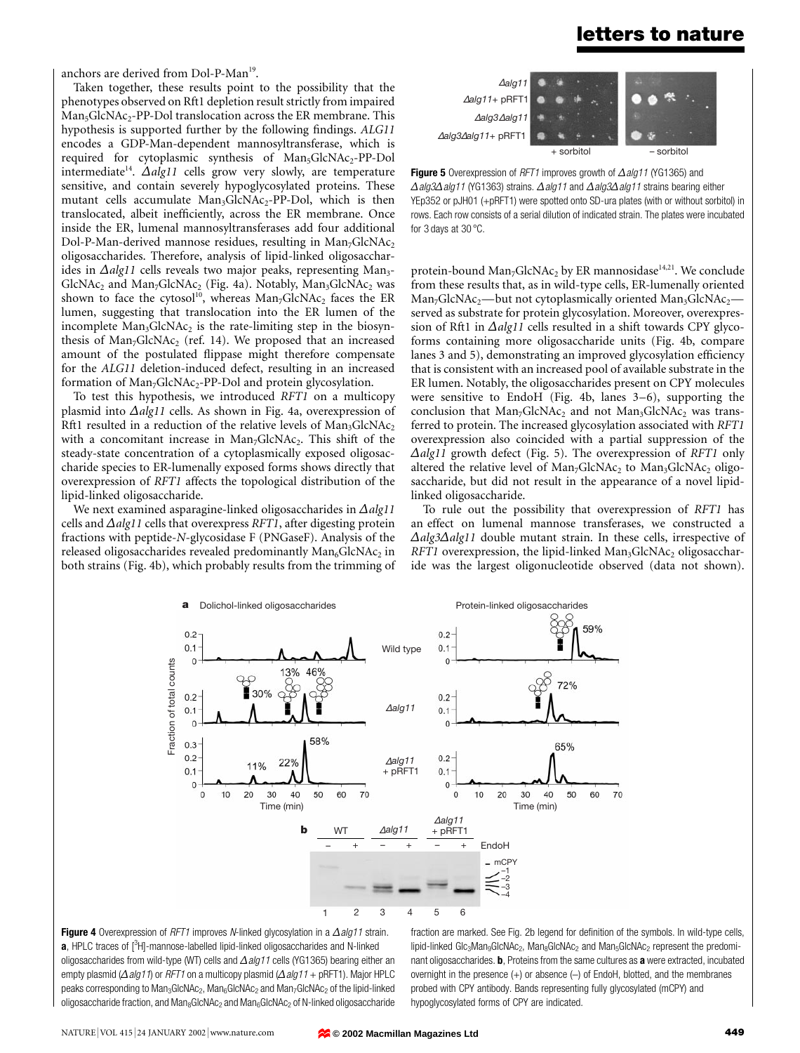anchors are derived from Dol-P-Man[19].

Taken together, these results point to the possibility that the phenotypes observed on Rft1 depletion result strictly from impaired $Man_5GlcNAc_2$-PP-Dol translocation across the ER membrane. This hypothesis is supported further by the following findings. *ALG11* encodes a GDP-Man-dependent mannosyltransferase, which is required for cytoplasmic synthesis of $Man_5GlcNAc_2$-PP-Dol intermediate[14]. *Δalg11* cells grow very slowly, are temperature sensitive, and contain severely hypoglycosylated proteins. These mutant cells accumulate $Man_3GlcNAc_2$-PP-Dol, which is then translocated, albeit inefficiently, across the ER membrane. Once inside the ER, lumenal mannosyltransferases add four additional Dol-P-Man-derived mannose residues, resulting in $Man_7GlcNAc_2$ oligosaccharides. Therefore, analysis of lipid-linked oligosaccharides in *Δalg11* cells reveals two major peaks, representing $Man_3GlcNAc_2$ and $Man_7GlcNAc_2$ (Fig. 4a). Notably, $Man_3GlcNAc_2$ was shown to face the cytosol[10], whereas $Man_7GlcNAc_2$ faces the ER lumen, suggesting that translocation into the ER lumen of the incomplete $Man_3GlcNAc_2$ is the rate-limiting step in the biosynthesis of $Man_7GlcNAc_2$ (ref. 14). We proposed that an increased amount of the postulated flippase might therefore compensate for the *ALG11* deletion-induced defect, resulting in an increased formation of $Man_7GlcNAc_2$-PP-Dol and protein glycosylation.

To test this hypothesis, we introduced *RFT1* on a multicopy plasmid into *Δalg11* cells. As shown in Fig. 4a, overexpression of Rft1 resulted in a reduction of the relative levels of $Man_3GlcNAc_2$ with a concomitant increase in $Man_7GlcNAc_2$. This shift of the steady-state concentration of a cytoplasmically exposed oligosaccharide species to ER-lumenally exposed forms shows directly that overexpression of *RFT1* affects the topological distribution of the lipid-linked oligosaccharide.

We next examined asparagine-linked oligosaccharides in *Δalg11* cells and *Δalg11* cells that overexpress *RFT1*, after digesting protein fractions with peptide-*N*-glycosidase F (PNGaseF). Analysis of the released oligosaccharides revealed predominantly $Man_6GlcNAc_2$ in both strains (Fig. 4b), which probably results from the trimming of protein-bound $Man_7GlcNAc_2$ by ER mannosidase[14,21]. We conclude from these results that, as in wild-type cells, ER-lumenally oriented $Man_7GlcNAc_2$—but not cytoplasmically oriented $Man_3GlcNAc_2$—served as substrate for protein glycosylation. Moreover, overexpression of Rft1 in *Δalg11* cells resulted in a shift towards CPY glycoforms containing more oligosaccharide units (Fig. 4b, compare lanes 3 and 5), demonstrating an improved glycosylation efficiency that is consistent with an increased pool of available substrate in the ER lumen. Notably, the oligosaccharides present on CPY molecules were sensitive to EndoH (Fig. 4b, lanes 3–6), supporting the conclusion that $Man_7GlcNAc_2$ and not $Man_3GlcNAc_2$ was transferred to protein. The increased glycosylation associated with *RFT1* overexpression also coincided with a partial suppression of the *Δalg11* growth defect (Fig. 5). The overexpression of *RFT1* only altered the relative level of $Man_7GlcNAc_2$ to $Man_3GlcNAc_2$ oligosaccharide, but did not result in the appearance of a novel lipid-linked oligosaccharide.

To rule out the possibility that overexpression of *RFT1* has an effect on lumenal mannose transferases, we constructed a *Δalg3Δalg11* double mutant strain. In these cells, irrespective of *RFT1* overexpression, the lipid-linked $Man_3GlcNAc_2$ oligosaccharide was the largest oligonucleotide observed (data not shown).

**Figure 5** Overexpression of *RFT1* improves growth of *Δalg11* (YG1365) and *Δalg3Δalg11* (YG1363) strains. *Δalg11* and *Δalg3Δalg11* strains bearing either YEp352 or pJH01 (+pRFT1) were spotted onto SD-ura plates (with or without sorbitol) in rows. Each row consists of a serial dilution of indicated strain. The plates were incubated for 3 days at 30 °C.

**Figure 4** Overexpression of *RFT1* improves *N*-linked glycosylation in a *Δalg11* strain. **a**, HPLC traces of [$^3$H]-mannose-labelled lipid-linked oligosaccharides and N-linked oligosaccharides from wild-type (WT) cells and *Δalg11* cells (YG1365) bearing either an empty plasmid (*Δalg11*) or *RFT1* on a multicopy plasmid (*Δalg11* + pRFT1). Major HPLC peaks corresponding to $Man_3GlcNAc_2$, $Man_6GlcNAc_2$ and $Man_7GlcNAc_2$ of the lipid-linked oligosaccharide fraction, and $Man_8GlcNAc_2$ and $Man_6GlcNAc_2$ of N-linked oligosaccharide fraction are marked. See Fig. 2b legend for definition of the symbols. In wild-type cells, lipid-linked $Glc_3Man_9GlcNAc_2$, $Man_8GlcNAc_2$ and $Man_5GlcNAc_2$ represent the predominant oligosaccharides. **b**, Proteins from the same cultures as **a** were extracted, incubated overnight in the presence (+) or absence (–) of EndoH, blotted, and the membranes probed with CPY antibody. Bands representing fully glycosylated (mCPY) and hypoglycosylated forms of CPY are indicated.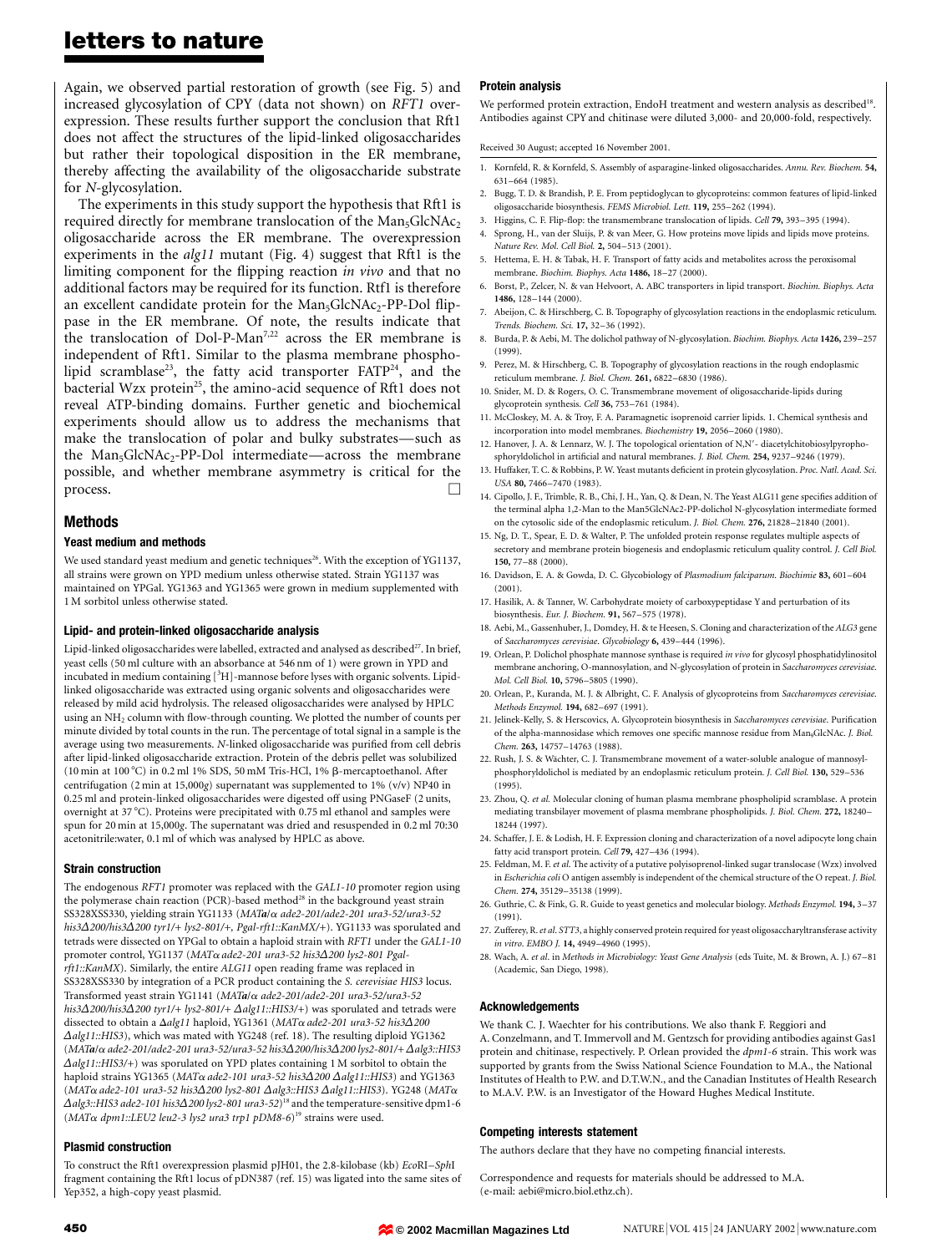Again, we observed partial restoration of growth (see Fig. 5) and increased glycosylation of CPY (data not shown) on *RFT1* overexpression. These results further support the conclusion that Rft1 does not affect the structures of the lipid-linked oligosaccharides but rather their topological disposition in the ER membrane, thereby affecting the availability of the oligosaccharide substrate for *N*-glycosylation.

The experiments in this study support the hypothesis that Rft1 is required directly for membrane translocation of the $Man_5GlcNAc_2$ oligosaccharide across the ER membrane. The overexpression experiments in the *alg11* mutant (Fig. 4) suggest that Rft1 is the limiting component for the flipping reaction *in vivo* and that no additional factors may be required for its function. Rtf1 is therefore an excellent candidate protein for the $Man_5GlcNAc_2$-PP-Dol flippase in the ER membrane. Of note, the results indicate that the translocation of Dol-P-Man[7,22] across the ER membrane is independent of Rft1. Similar to the plasma membrane phospholipid scramblase[23], the fatty acid transporter FATP[24], and the bacterial Wzx protein[25], the amino-acid sequence of Rft1 does not reveal ATP-binding domains. Further genetic and biochemical experiments should allow us to address the mechanisms that make the translocation of polar and bulky substrates—such as the $Man_5GlcNAc_2$-PP-Dol intermediate—across the membrane possible, and whether membrane asymmetry is critical for the process. □

## Methods

### Yeast medium and methods

We used standard yeast medium and genetic techniques[26]. With the exception of YG1137, all strains were grown on YPD medium unless otherwise stated. Strain YG1137 was maintained on YPGal. YG1363 and YG1365 were grown in medium supplemented with 1 M sorbitol unless otherwise stated.

### Lipid- and protein-linked oligosaccharide analysis

Lipid-linked oligosaccharides were labelled, extracted and analysed as described[27]. In brief, yeast cells (50 ml culture with an absorbance at 546 nm of 1) were grown in YPD and incubated in medium containing [$^3$H]-mannose before lyses with organic solvents. Lipid-linked oligosaccharide was extracted using organic solvents and oligosaccharides were released by mild acid hydrolysis. The released oligosaccharides were analysed by HPLC using an $NH_2$ column with flow-through counting. We plotted the number of counts per minute divided by total counts in the run. The percentage of total signal in a sample is the average using two measurements. *N*-linked oligosaccharide was purified from cell debris after lipid-linked oligosaccharide extraction. Protein of the debris pellet was solubilized (10 min at 100 °C) in 0.2 ml 1% SDS, 50 mM Tris-HCl, 1% β-mercaptoethanol. After centrifugation (2 min at 15,000*g*) supernatant was supplemented to 1% (v/v) NP40 in 0.25 ml and protein-linked oligosaccharides were digested off using PNGaseF (2 units, overnight at 37 °C). Proteins were precipitated with 0.75 ml ethanol and samples were spun for 20 min at 15,000*g*. The supernatant was dried and resuspended in 0.2 ml 70:30 acetonitrile:water, 0.1 ml of which was analysed by HPLC as above.

### Strain construction

The endogenous *RFT1* promoter was replaced with the *GAL1-10* promoter region using the polymerase chain reaction (PCR)-based method[28] in the background yeast strain SS328XSS330, yielding strain YG1133 (*MAT***a**/α *ade2-201/ade2-201 ura3-52/ura3-52 his3Δ200/his3Δ200 tyr1/+ lys2-801/+, Pgal-rft1::KanMX/+*). YG1133 was sporulated and tetrads were dissected on YPGal to obtain a haploid strain with *RFT1* under the *GAL1-10* promoter control, YG1137 (*MAT*α *ade2-201 ura3-52 his3Δ200 lys2-801 Pgal-rft1::KanMX*). Similarly, the entire *ALG11* open reading frame was replaced in SS328XSS330 by integration of a PCR product containing the *S. cerevisiae HIS3* locus. Transformed yeast strain YG1141 (*MAT***a**/α *ade2-201/ade2-201 ura3-52/ura3-52 his3Δ200/his3Δ200 tyr1/+ lys2-801/+ Δalg11::HIS3/+*) was sporulated and tetrads were dissected to obtain a *Δalg11* haploid, YG1361 (*MAT*α *ade2-201 ura3-52 his3Δ200 Δalg11::HIS3*), which was mated with YG248 (ref. 18). The resulting diploid YG1362 (*MAT***a**/α *ade2-201/ade2-201 ura3-52/ura3-52 his3Δ200/his3Δ200 lys2-801/+ Δalg3::HIS3 Δalg11::HIS3/+*) was sporulated on YPD plates containing 1 M sorbitol to obtain the haploid strains YG1365 (*MAT*α *ade2-101 ura3-52 his3Δ200 Δalg11::HIS3*) and YG1363 (*MAT*α *ade2-101 ura3-52 his3Δ200 lys2-801 Δalg3::HIS3 Δalg11::HIS3*). YG248 (*MAT*α *Δalg3::HIS3 ade2-101 his3Δ200 lys2-801 ura3-52*)[18] and the temperature-sensitive dpm1-6 (*MAT*α *dpm1::LEU2 leu2-3 lys2 ura3 trp1 pDM8-6*)[19] strains were used.

### Plasmid construction

To construct the Rft1 overexpression plasmid pJH01, the 2.8-kilobase (kb) *Eco*RI–*Sph*I fragment containing the Rft1 locus of pDN387 (ref. 15) was ligated into the same sites of Yep352, a high-copy yeast plasmid.

### Protein analysis

We performed protein extraction, EndoH treatment and western analysis as described[18]. Antibodies against CPY and chitinase were diluted 3,000- and 20,000-fold, respectively.

Received 30 August; accepted 16 November 2001.

1. Kornfeld, R. & Kornfeld, S. Assembly of asparagine-linked oligosaccharides. *Annu. Rev. Biochem.* **54,** 631–664 (1985).
2. Bugg, T. D. & Brandish, P. E. From peptidoglycan to glycoproteins: common features of lipid-linked oligosaccharide biosynthesis. *FEMS Microbiol. Lett.* **119,** 255–262 (1994).
3. Higgins, C. F. Flip-flop: the transmembrane translocation of lipids. *Cell* **79,** 393–395 (1994).
4. Sprong, H., van der Sluijs, P. & van Meer, G. How proteins move lipids and lipids move proteins. *Nature Rev. Mol. Cell Biol.* **2,** 504–513 (2001).
5. Hettema, E. H. & Tabak, H. F. Transport of fatty acids and metabolites across the peroxisomal membrane. *Biochim. Biophys. Acta* **1486,** 18–27 (2000).
6. Borst, P., Zelcer, N. & van Helvoort, A. ABC transporters in lipid transport. *Biochim. Biophys. Acta* **1486,** 128–144 (2000).
7. Abeijon, C. & Hirschberg, C. B. Topography of glycosylation reactions in the endoplasmic reticulum. *Trends. Biochem. Sci.* **17,** 32–36 (1992).
8. Burda, P. & Aebi, M. The dolichol pathway of N-glycosylation. *Biochim. Biophys. Acta* **1426,** 239–257 (1999).
9. Perez, M. & Hirschberg, C. B. Topography of glycosylation reactions in the rough endoplasmic reticulum membrane. *J. Biol. Chem.* **261,** 6822–6830 (1986).
10. Snider, M. D. & Rogers, O. C. Transmembrane movement of oligosaccharide-lipids during glycoprotein synthesis. *Cell* **36,** 753–761 (1984).
11. McCloskey, M. A. & Troy, F. A. Paramagnetic isoprenoid carrier lipids. 1. Chemical synthesis and incorporation into model membranes. *Biochemistry* **19,** 2056–2060 (1980).
12. Hanover, J. A. & Lennarz, W. J. The topological orientation of N,N′- diacetylchitobiosylpyrophosphoryldolichol in artificial and natural membranes. *J. Biol. Chem.* **254,** 9237–9246 (1979).
13. Huffaker, T. C. & Robbins, P. W. Yeast mutants deficient in protein glycosylation. *Proc. Natl. Acad. Sci. USA* **80,** 7466–7470 (1983).
14. Cipollo, J. F., Trimble, R. B., Chi, J. H., Yan, Q. & Dean, N. The Yeast ALG11 gene specifies addition of the terminal alpha 1,2-Man to the Man5GlcNAc2-PP-dolichol N-glycosylation intermediate formed on the cytosolic side of the endoplasmic reticulum. *J. Biol. Chem.* **276,** 21828–21840 (2001).
15. Ng, D. T., Spear, E. D. & Walter, P. The unfolded protein response regulates multiple aspects of secretory and membrane protein biogenesis and endoplasmic reticulum quality control. *J. Cell Biol.* **150,** 77–88 (2000).
16. Davidson, E. A. & Gowda, D. C. Glycobiology of *Plasmodium falciparum*. *Biochimie* **83,** 601–604 (2001).
17. Hasilik, A. & Tanner, W. Carbohydrate moiety of carboxypeptidase Y and perturbation of its biosynthesis. *Eur. J. Biochem.* **91,** 567–575 (1978).
18. Aebi, M., Gassenhuber, J., Domdey, H. & te Heesen, S. Cloning and characterization of the *ALG3* gene of *Saccharomyces cerevisiae*. *Glycobiology* **6,** 439–444 (1996).
19. Orlean, P. Dolichol phosphate mannose synthase is required *in vivo* for glycosyl phosphatidylinositol membrane anchoring, O-mannosylation, and N-glycosylation of protein in *Saccharomyces cerevisiae*. *Mol. Cell Biol.* **10,** 5796–5805 (1990).
20. Orlean, P., Kuranda, M. J. & Albright, C. F. Analysis of glycoproteins from *Saccharomyces cerevisiae*. *Methods Enzymol.* **194,** 682–697 (1991).
21. Jelinek-Kelly, S. & Herscovics, A. Glycoprotein biosynthesis in *Saccharomyces cerevisiae*. Purification of the alpha-mannosidase which removes one specific mannose residue from Man$_9$GlcNAc. *J. Biol. Chem.* **263,** 14757–14763 (1988).
22. Rush, J. S. & Wächter, C. J. Transmembrane movement of a water-soluble analogue of mannosylphosphoryldolichol is mediated by an endoplasmic reticulum protein. *J. Cell Biol.* **130,** 529–536 (1995).
23. Zhou, Q. *et al.* Molecular cloning of human plasma membrane phospholipid scramblase. A protein mediating transbilayer movement of plasma membrane phospholipids. *J. Biol. Chem.* **272,** 18240–18244 (1997).
24. Schaffer, J. E. & Lodish, H. F. Expression cloning and characterization of a novel adipocyte long chain fatty acid transport protein. *Cell* **79,** 427–436 (1994).
25. Feldman, M. F. *et al.* The activity of a putative polyisoprenol-linked sugar translocase (Wzx) involved in *Escherichia coli* O antigen assembly is independent of the chemical structure of the O repeat. *J. Biol. Chem.* **274,** 35129–35138 (1999).
26. Guthrie, C. & Fink, G. R. Guide to yeast genetics and molecular biology. *Methods Enzymol.* **194,** 3–37 (1991).
27. Zufferey, R. *et al.* *STT3*, a highly conserved protein required for yeast oligosaccharyltransferase activity *in vitro*. *EMBO J.* **14,** 4949–4960 (1995).
28. Wach, A. *et al.* in *Methods in Microbiology: Yeast Gene Analysis* (eds Tuite, M. & Brown, A. J.) 67–81 (Academic, San Diego, 1998).

### Acknowledgements

We thank C. J. Waechter for his contributions. We also thank F. Reggiori and A. Conzelmann, and T. Immervoll and M. Gentzsch for providing antibodies against Gas1 protein and chitinase, respectively. P. Orlean provided the *dpm1-6* strain. This work was supported by grants from the Swiss National Science Foundation to M.A., the National Institutes of Health to P.W. and D.T.W.N., and the Canadian Institutes of Health Research to M.A.V. P.W. is an Investigator of the Howard Hughes Medical Institute.

### Competing interests statement

The authors declare that they have no competing financial interests.

Correspondence and requests for materials should be addressed to M.A. (e-mail: aebi@micro.biol.ethz.ch).